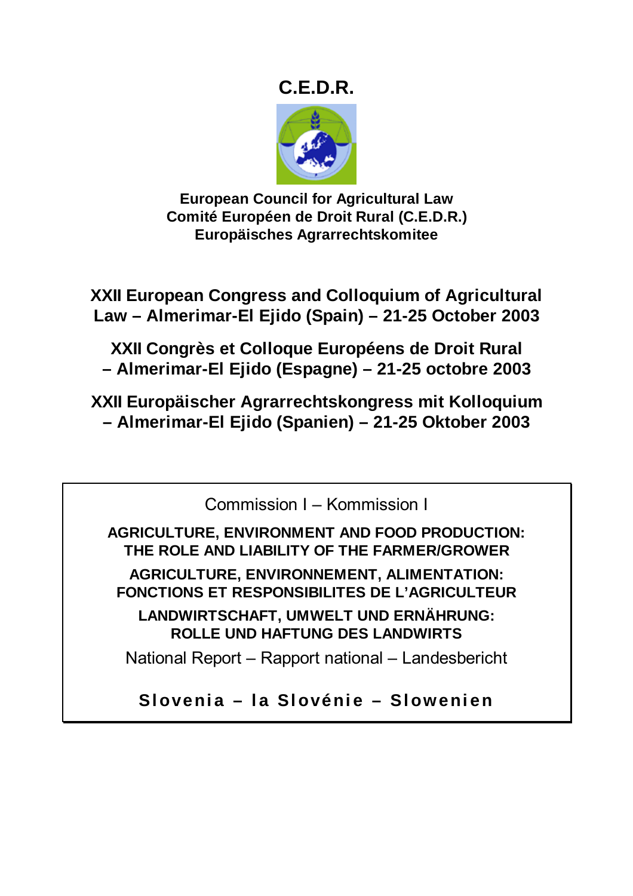# C.E.D.R.

**European Council for Agricultural Law**
**Comité Européen de Droit Rural (C.E.D.R.)**
**Europäisches Agrarrechtskomitee**

## XXII European Congress and Colloquium of Agricultural Law – Almerimar-El Ejido (Spain) – 21-25 October 2003

## XXII Congrès et Colloque Européens de Droit Rural – Almerimar-El Ejido (Espagne) – 21-25 octobre 2003

## XXII Europäischer Agrarrechtskongress mit Kolloquium – Almerimar-El Ejido (Spanien) – 21-25 Oktober 2003

Commission I – Kommission I

**AGRICULTURE, ENVIRONMENT AND FOOD PRODUCTION: THE ROLE AND LIABILITY OF THE FARMER/GROWER**

**AGRICULTURE, ENVIRONNEMENT, ALIMENTATION: FONCTIONS ET RESPONSIBILITES DE L'AGRICULTEUR**

**LANDWIRTSCHAFT, UMWELT UND ERNÄHRUNG: ROLLE UND HAFTUNG DES LANDWIRTS**

National Report – Rapport national – Landesbericht

**Slovenia – la Slovénie – Slowenien**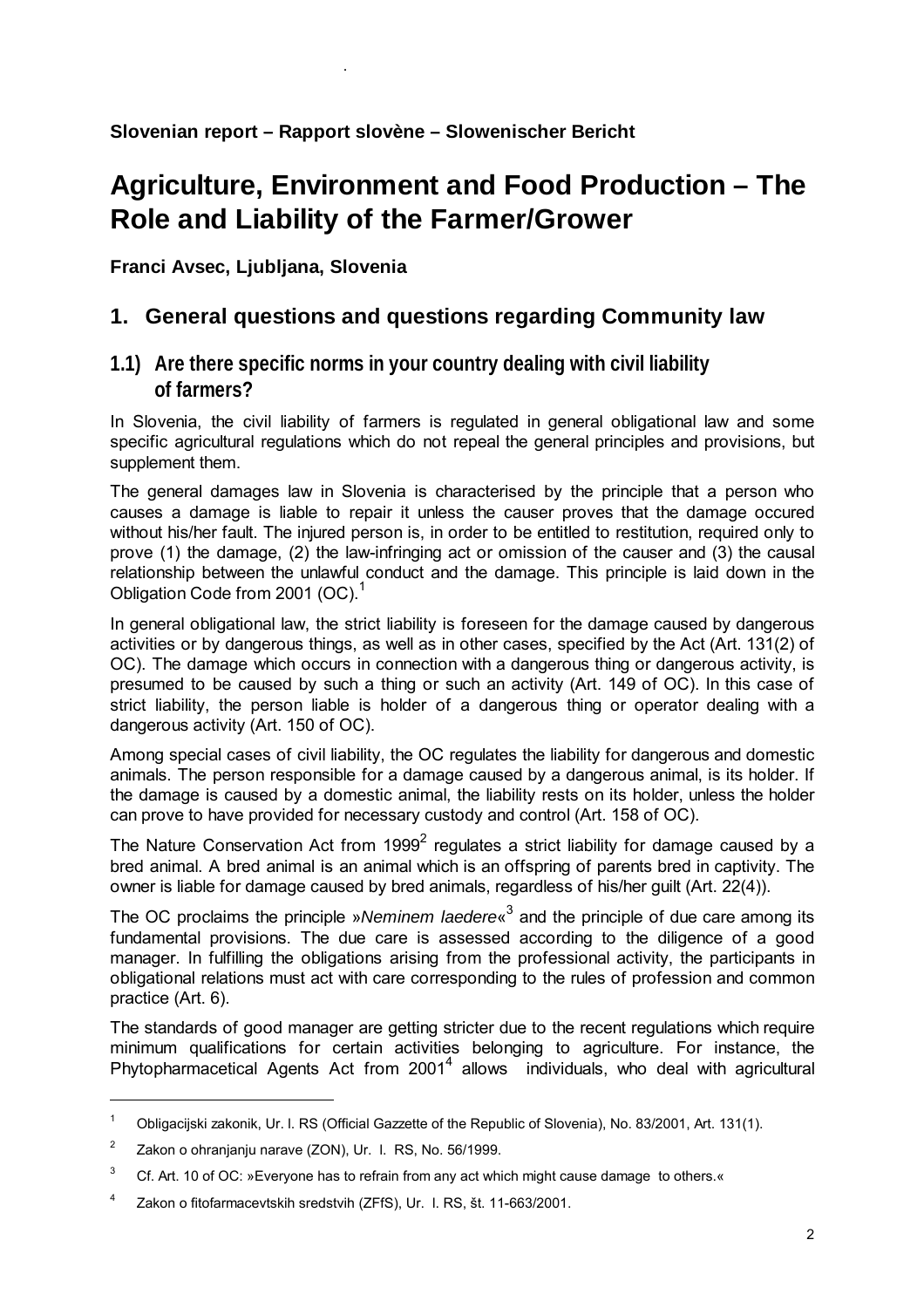**Slovenian report – Rapport slovène – Slowenischer Bericht**

# Agriculture, Environment and Food Production – The Role and Liability of the Farmer/Grower

**Franci Avsec, Ljubljana, Slovenia**

## 1. General questions and questions regarding Community law

### 1.1) Are there specific norms in your country dealing with civil liability of farmers?

In Slovenia, the civil liability of farmers is regulated in general obligational law and some specific agricultural regulations which do not repeal the general principles and provisions, but supplement them.

The general damages law in Slovenia is characterised by the principle that a person who causes a damage is liable to repair it unless the causer proves that the damage occured without his/her fault. The injured person is, in order to be entitled to restitution, required only to prove (1) the damage, (2) the law-infringing act or omission of the causer and (3) the causal relationship between the unlawful conduct and the damage. This principle is laid down in the Obligation Code from 2001 (OC).[1]

In general obligational law, the strict liability is foreseen for the damage caused by dangerous activities or by dangerous things, as well as in other cases, specified by the Act (Art. 131(2) of OC). The damage which occurs in connection with a dangerous thing or dangerous activity, is presumed to be caused by such a thing or such an activity (Art. 149 of OC). In this case of strict liability, the person liable is holder of a dangerous thing or operator dealing with a dangerous activity (Art. 150 of OC).

Among special cases of civil liability, the OC regulates the liability for dangerous and domestic animals. The person responsible for a damage caused by a dangerous animal, is its holder. If the damage is caused by a domestic animal, the liability rests on its holder, unless the holder can prove to have provided for necessary custody and control (Art. 158 of OC).

The Nature Conservation Act from 1999[2] regulates a strict liability for damage caused by a bred animal. A bred animal is an animal which is an offspring of parents bred in captivity. The owner is liable for damage caused by bred animals, regardless of his/her guilt (Art. 22(4)).

The OC proclaims the principle »*Neminem laedere*«[3] and the principle of due care among its fundamental provisions. The due care is assessed according to the diligence of a good manager. In fulfilling the obligations arising from the professional activity, the participants in obligational relations must act with care corresponding to the rules of profession and common practice (Art. 6).

The standards of good manager are getting stricter due to the recent regulations which require minimum qualifications for certain activities belonging to agriculture. For instance, the Phytopharmacetical Agents Act from 2001[4] allows individuals, who deal with agricultural

---

[1] Obligacijski zakonik, Ur. l. RS (Official Gazzette of the Republic of Slovenia), No. 83/2001, Art. 131(1).

[2] Zakon o ohranjanju narave (ZON), Ur. l. RS, No. 56/1999.

[3] Cf. Art. 10 of OC: »Everyone has to refrain from any act which might cause damage to others.«

[4] Zakon o fitofarmacevtskih sredstvih (ZFfS), Ur. l. RS, št. 11-663/2001.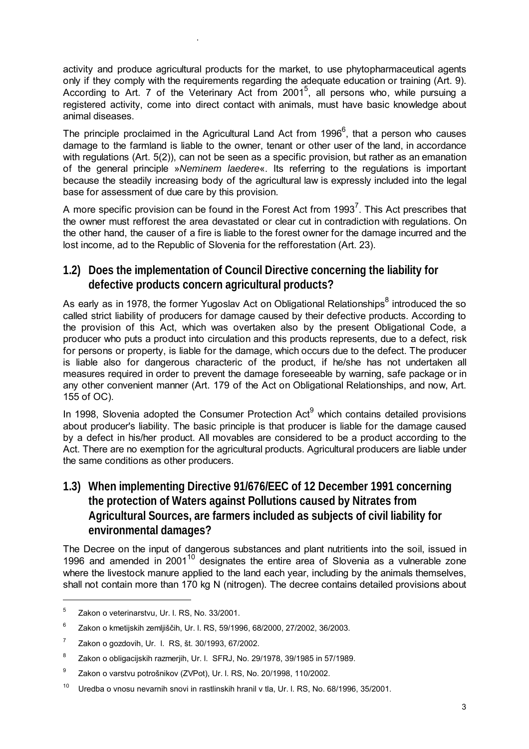activity and produce agricultural products for the market, to use phytopharmaceutical agents only if they comply with the requirements regarding the adequate education or training (Art. 9). According to Art. 7 of the Veterinary Act from 2001[5], all persons who, while pursuing a registered activity, come into direct contact with animals, must have basic knowledge about animal diseases.

The principle proclaimed in the Agricultural Land Act from 1996[6], that a person who causes damage to the farmland is liable to the owner, tenant or other user of the land, in accordance with regulations (Art. 5(2)), can not be seen as a specific provision, but rather as an emanation of the general principle »*Neminem laedere*«. Its referring to the regulations is important because the steadily increasing body of the agricultural law is expressly included into the legal base for assessment of due care by this provision.

A more specific provision can be found in the Forest Act from 1993[7]. This Act prescribes that the owner must refforest the area devastated or clear cut in contradiction with regulations. On the other hand, the causer of a fire is liable to the forest owner for the damage incurred and the lost income, ad to the Republic of Slovenia for the refforestation (Art. 23).

## 1.2) Does the implementation of Council Directive concerning the liability for defective products concern agricultural products?

As early as in 1978, the former Yugoslav Act on Obligational Relationships[8] introduced the so called strict liability of producers for damage caused by their defective products. According to the provision of this Act, which was overtaken also by the present Obligational Code, a producer who puts a product into circulation and this products represents, due to a defect, risk for persons or property, is liable for the damage, which occurs due to the defect. The producer is liable also for dangerous characteric of the product, if he/she has not undertaken all measures required in order to prevent the damage foreseeable by warning, safe package or in any other convenient manner (Art. 179 of the Act on Obligational Relationships, and now, Art. 155 of OC).

In 1998, Slovenia adopted the Consumer Protection Act[9] which contains detailed provisions about producer's liability. The basic principle is that producer is liable for the damage caused by a defect in his/her product. All movables are considered to be a product according to the Act. There are no exemption for the agricultural products. Agricultural producers are liable under the same conditions as other producers.

## 1.3) When implementing Directive 91/676/EEC of 12 December 1991 concerning the protection of Waters against Pollutions caused by Nitrates from Agricultural Sources, are farmers included as subjects of civil liability for environmental damages?

The Decree on the input of dangerous substances and plant nutritients into the soil, issued in 1996 and amended in 2001[10] designates the entire area of Slovenia as a vulnerable zone where the livestock manure applied to the land each year, including by the animals themselves, shall not contain more than 170 kg N (nitrogen). The decree contains detailed provisions about

---

[5] Zakon o veterinarstvu, Ur. l. RS, No. 33/2001.

[6] Zakon o kmetijskih zemljiščih, Ur. l. RS, 59/1996, 68/2000, 27/2002, 36/2003.

[7] Zakon o gozdovih, Ur. l. RS, št. 30/1993, 67/2002.

[8] Zakon o obligacijskih razmerjih, Ur. l. SFRJ, No. 29/1978, 39/1985 in 57/1989.

[9] Zakon o varstvu potrošnikov (ZVPot), Ur. l. RS, No. 20/1998, 110/2002.

[10] Uredba o vnosu nevarnih snovi in rastlinskih hranil v tla, Ur. l. RS, No. 68/1996, 35/2001.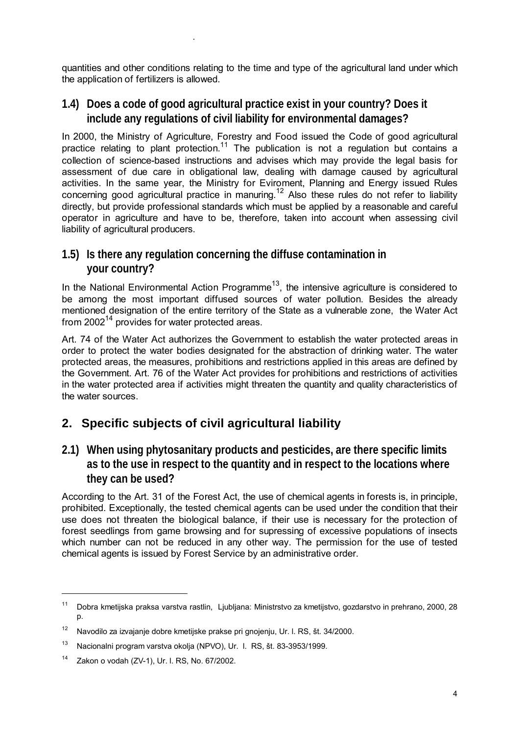quantities and other conditions relating to the time and type of the agricultural land under which the application of fertilizers is allowed.

### 1.4) Does a code of good agricultural practice exist in your country? Does it include any regulations of civil liability for environmental damages?

In 2000, the Ministry of Agriculture, Forestry and Food issued the Code of good agricultural practice relating to plant protection.[11] The publication is not a regulation but contains a collection of science-based instructions and advises which may provide the legal basis for assessment of due care in obligational law, dealing with damage caused by agricultural activities. In the same year, the Ministry for Eviroment, Planning and Energy issued Rules concerning good agricultural practice in manuring.[12] Also these rules do not refer to liability directly, but provide professional standards which must be applied by a reasonable and careful operator in agriculture and have to be, therefore, taken into account when assessing civil liability of agricultural producers.

### 1.5) Is there any regulation concerning the diffuse contamination in your country?

In the National Environmental Action Programme[13], the intensive agriculture is considered to be among the most important diffused sources of water pollution. Besides the already mentioned designation of the entire territory of the State as a vulnerable zone, the Water Act from 2002[14] provides for water protected areas.

Art. 74 of the Water Act authorizes the Government to establish the water protected areas in order to protect the water bodies designated for the abstraction of drinking water. The water protected areas, the measures, prohibitions and restrictions applied in this areas are defined by the Government. Art. 76 of the Water Act provides for prohibitions and restrictions of activities in the water protected area if activities might threaten the quantity and quality characteristics of the water sources.

## 2. Specific subjects of civil agricultural liability

### 2.1) When using phytosanitary products and pesticides, are there specific limits as to the use in respect to the quantity and in respect to the locations where they can be used?

According to the Art. 31 of the Forest Act, the use of chemical agents in forests is, in principle, prohibited. Exceptionally, the tested chemical agents can be used under the condition that their use does not threaten the biological balance, if their use is necessary for the protection of forest seedlings from game browsing and for supressing of excessive populations of insects which number can not be reduced in any other way. The permission for the use of tested chemical agents is issued by Forest Service by an administrative order.

---

[11] Dobra kmetijska praksa varstva rastlin, Ljubljana: Ministrstvo za kmetijstvo, gozdarstvo in prehrano, 2000, 28 p.

[12] Navodilo za izvajanje dobre kmetijske prakse pri gnojenju, Ur. l. RS, št. 34/2000.

[13] Nacionalni program varstva okolja (NPVO), Ur. l. RS, št. 83-3953/1999.

[14] Zakon o vodah (ZV-1), Ur. l. RS, No. 67/2002.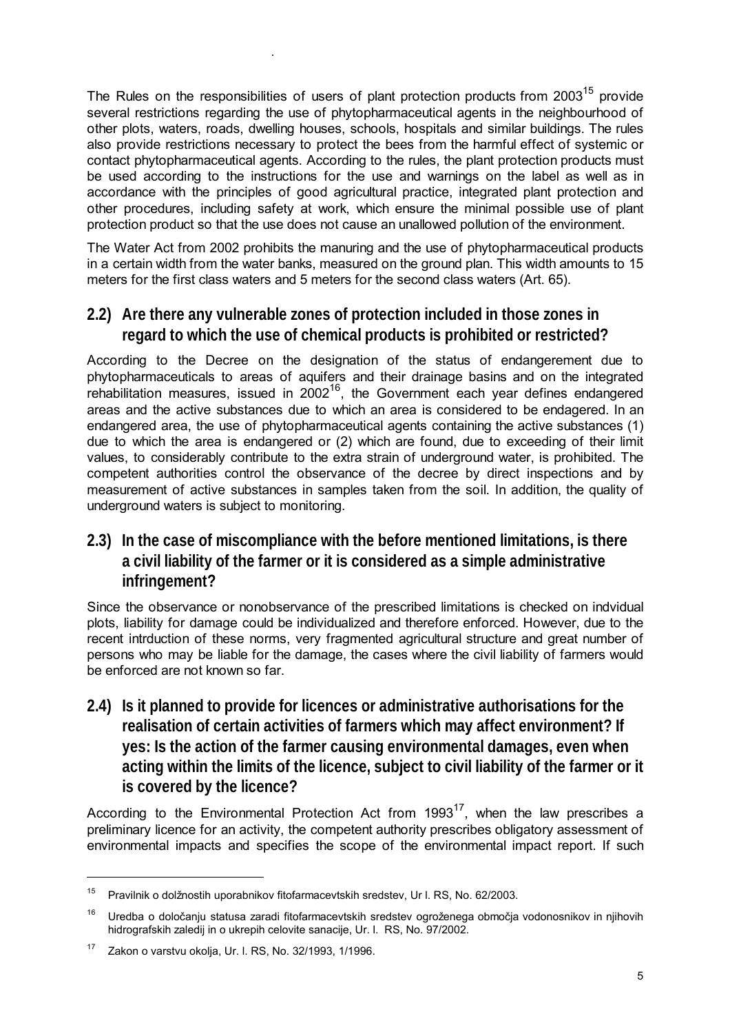The Rules on the responsibilities of users of plant protection products from 2003[15] provide several restrictions regarding the use of phytopharmaceutical agents in the neighbourhood of other plots, waters, roads, dwelling houses, schools, hospitals and similar buildings. The rules also provide restrictions necessary to protect the bees from the harmful effect of systemic or contact phytopharmaceutical agents. According to the rules, the plant protection products must be used according to the instructions for the use and warnings on the label as well as in accordance with the principles of good agricultural practice, integrated plant protection and other procedures, including safety at work, which ensure the minimal possible use of plant protection product so that the use does not cause an unallowed pollution of the environment.

The Water Act from 2002 prohibits the manuring and the use of phytopharmaceutical products in a certain width from the water banks, measured on the ground plan. This width amounts to 15 meters for the first class waters and 5 meters for the second class waters (Art. 65).

## 2.2) Are there any vulnerable zones of protection included in those zones in regard to which the use of chemical products is prohibited or restricted?

According to the Decree on the designation of the status of endangerement due to phytopharmaceuticals to areas of aquifers and their drainage basins and on the integrated rehabilitation measures, issued in 2002[16], the Government each year defines endangered areas and the active substances due to which an area is considered to be endagered. In an endangered area, the use of phytopharmaceutical agents containing the active substances (1) due to which the area is endangered or (2) which are found, due to exceeding of their limit values, to considerably contribute to the extra strain of underground water, is prohibited. The competent authorities control the observance of the decree by direct inspections and by measurement of active substances in samples taken from the soil. In addition, the quality of underground waters is subject to monitoring.

## 2.3) In the case of miscompliance with the before mentioned limitations, is there a civil liability of the farmer or it is considered as a simple administrative infringement?

Since the observance or nonobservance of the prescribed limitations is checked on indvidual plots, liability for damage could be individualized and therefore enforced. However, due to the recent intrduction of these norms, very fragmented agricultural structure and great number of persons who may be liable for the damage, the cases where the civil liability of farmers would be enforced are not known so far.

## 2.4) Is it planned to provide for licences or administrative authorisations for the realisation of certain activities of farmers which may affect environment? If yes: Is the action of the farmer causing environmental damages, even when acting within the limits of the licence, subject to civil liability of the farmer or it is covered by the licence?

According to the Environmental Protection Act from 1993[17], when the law prescribes a preliminary licence for an activity, the competent authority prescribes obligatory assessment of environmental impacts and specifies the scope of the environmental impact report. If such

---

[15] Pravilnik o dolžnostih uporabnikov fitofarmacevtskih sredstev, Ur l. RS, No. 62/2003.

[16] Uredba o določanju statusa zaradi fitofarmacevtskih sredstev ogroženega območja vodonosnikov in njihovih hidrografskih zaledij in o ukrepih celovite sanacije, Ur. l. RS, No. 97/2002.

[17] Zakon o varstvu okolja, Ur. l. RS, No. 32/1993, 1/1996.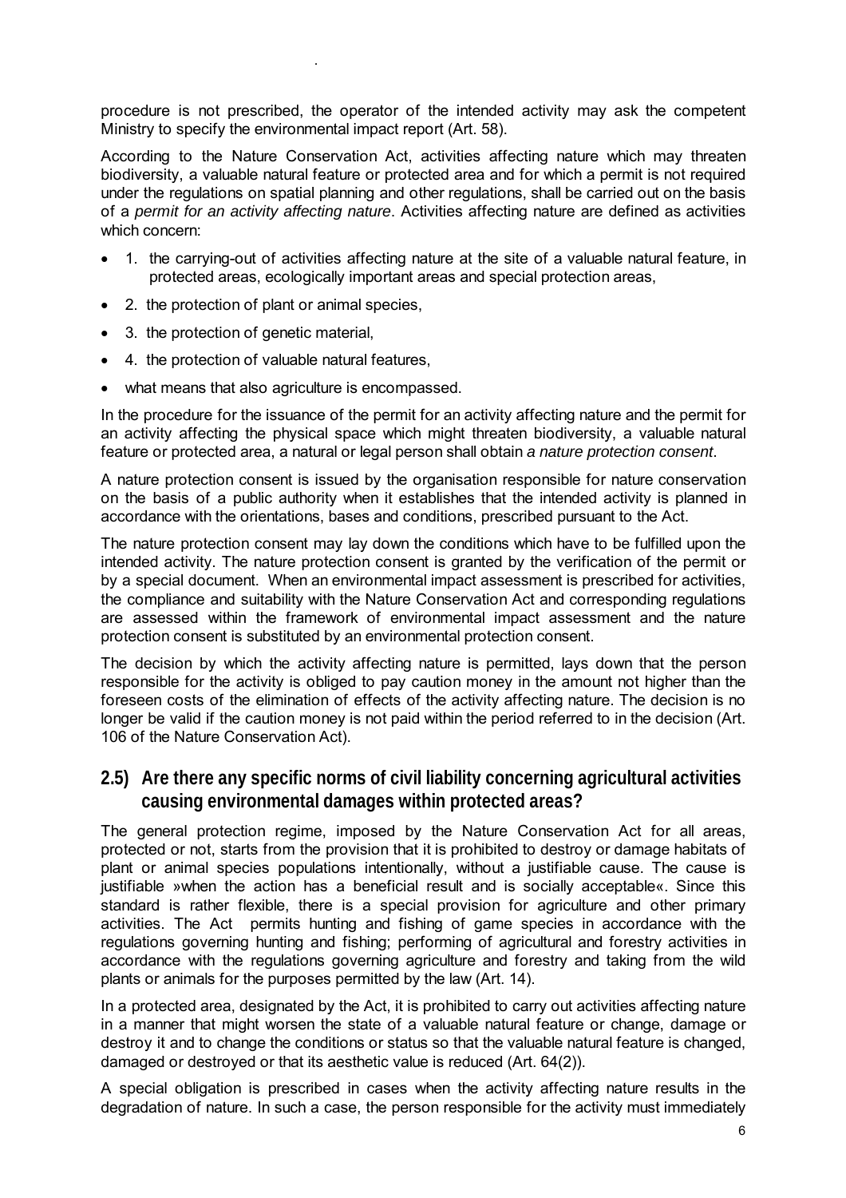procedure is not prescribed, the operator of the intended activity may ask the competent Ministry to specify the environmental impact report (Art. 58).

According to the Nature Conservation Act, activities affecting nature which may threaten biodiversity, a valuable natural feature or protected area and for which a permit is not required under the regulations on spatial planning and other regulations, shall be carried out on the basis of a *permit for an activity affecting nature*. Activities affecting nature are defined as activities which concern:

- 1. the carrying-out of activities affecting nature at the site of a valuable natural feature, in protected areas, ecologically important areas and special protection areas,
- 2. the protection of plant or animal species,
- 3. the protection of genetic material,
- 4. the protection of valuable natural features,
- what means that also agriculture is encompassed.

In the procedure for the issuance of the permit for an activity affecting nature and the permit for an activity affecting the physical space which might threaten biodiversity, a valuable natural feature or protected area, a natural or legal person shall obtain *a nature protection consent*.

A nature protection consent is issued by the organisation responsible for nature conservation on the basis of a public authority when it establishes that the intended activity is planned in accordance with the orientations, bases and conditions, prescribed pursuant to the Act.

The nature protection consent may lay down the conditions which have to be fulfilled upon the intended activity. The nature protection consent is granted by the verification of the permit or by a special document. When an environmental impact assessment is prescribed for activities, the compliance and suitability with the Nature Conservation Act and corresponding regulations are assessed within the framework of environmental impact assessment and the nature protection consent is substituted by an environmental protection consent.

The decision by which the activity affecting nature is permitted, lays down that the person responsible for the activity is obliged to pay caution money in the amount not higher than the foreseen costs of the elimination of effects of the activity affecting nature. The decision is no longer be valid if the caution money is not paid within the period referred to in the decision (Art. 106 of the Nature Conservation Act).

## 2.5) Are there any specific norms of civil liability concerning agricultural activities causing environmental damages within protected areas?

The general protection regime, imposed by the Nature Conservation Act for all areas, protected or not, starts from the provision that it is prohibited to destroy or damage habitats of plant or animal species populations intentionally, without a justifiable cause. The cause is justifiable »when the action has a beneficial result and is socially acceptable«. Since this standard is rather flexible, there is a special provision for agriculture and other primary activities. The Act permits hunting and fishing of game species in accordance with the regulations governing hunting and fishing; performing of agricultural and forestry activities in accordance with the regulations governing agriculture and forestry and taking from the wild plants or animals for the purposes permitted by the law (Art. 14).

In a protected area, designated by the Act, it is prohibited to carry out activities affecting nature in a manner that might worsen the state of a valuable natural feature or change, damage or destroy it and to change the conditions or status so that the valuable natural feature is changed, damaged or destroyed or that its aesthetic value is reduced (Art. 64(2)).

A special obligation is prescribed in cases when the activity affecting nature results in the degradation of nature. In such a case, the person responsible for the activity must immediately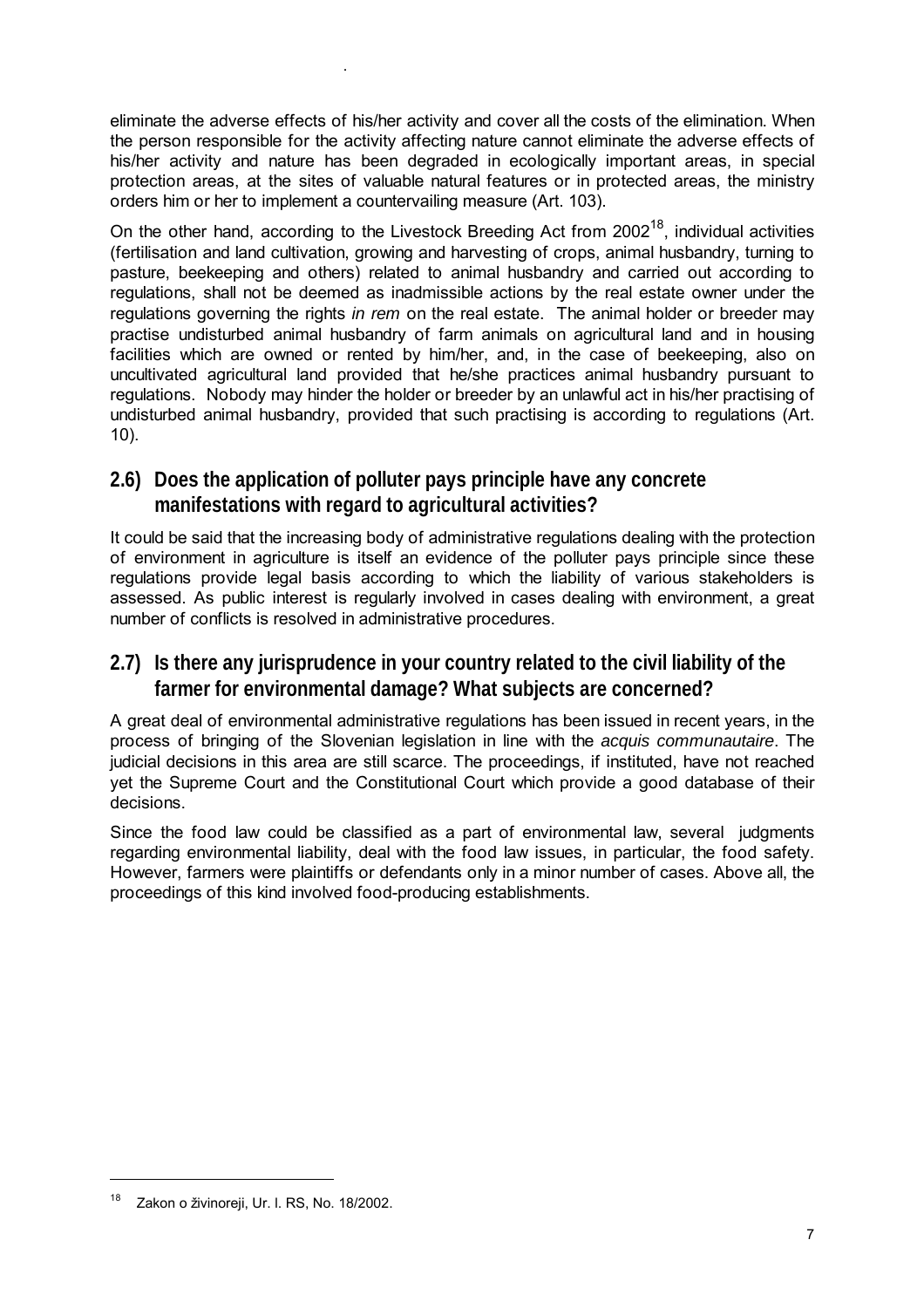eliminate the adverse effects of his/her activity and cover all the costs of the elimination. When the person responsible for the activity affecting nature cannot eliminate the adverse effects of his/her activity and nature has been degraded in ecologically important areas, in special protection areas, at the sites of valuable natural features or in protected areas, the ministry orders him or her to implement a countervailing measure (Art. 103).

On the other hand, according to the Livestock Breeding Act from 2002[18], individual activities (fertilisation and land cultivation, growing and harvesting of crops, animal husbandry, turning to pasture, beekeeping and others) related to animal husbandry and carried out according to regulations, shall not be deemed as inadmissible actions by the real estate owner under the regulations governing the rights *in rem* on the real estate. The animal holder or breeder may practise undisturbed animal husbandry of farm animals on agricultural land and in housing facilities which are owned or rented by him/her, and, in the case of beekeeping, also on uncultivated agricultural land provided that he/she practices animal husbandry pursuant to regulations. Nobody may hinder the holder or breeder by an unlawful act in his/her practising of undisturbed animal husbandry, provided that such practising is according to regulations (Art. 10).

## 2.6) Does the application of polluter pays principle have any concrete manifestations with regard to agricultural activities?

It could be said that the increasing body of administrative regulations dealing with the protection of environment in agriculture is itself an evidence of the polluter pays principle since these regulations provide legal basis according to which the liability of various stakeholders is assessed. As public interest is regularly involved in cases dealing with environment, a great number of conflicts is resolved in administrative procedures.

## 2.7) Is there any jurisprudence in your country related to the civil liability of the farmer for environmental damage? What subjects are concerned?

A great deal of environmental administrative regulations has been issued in recent years, in the process of bringing of the Slovenian legislation in line with the *acquis communautaire*. The judicial decisions in this area are still scarce. The proceedings, if instituted, have not reached yet the Supreme Court and the Constitutional Court which provide a good database of their decisions.

Since the food law could be classified as a part of environmental law, several judgments regarding environmental liability, deal with the food law issues, in particular, the food safety. However, farmers were plaintiffs or defendants only in a minor number of cases. Above all, the proceedings of this kind involved food-producing establishments.

[18] Zakon o živinoreji, Ur. l. RS, No. 18/2002.